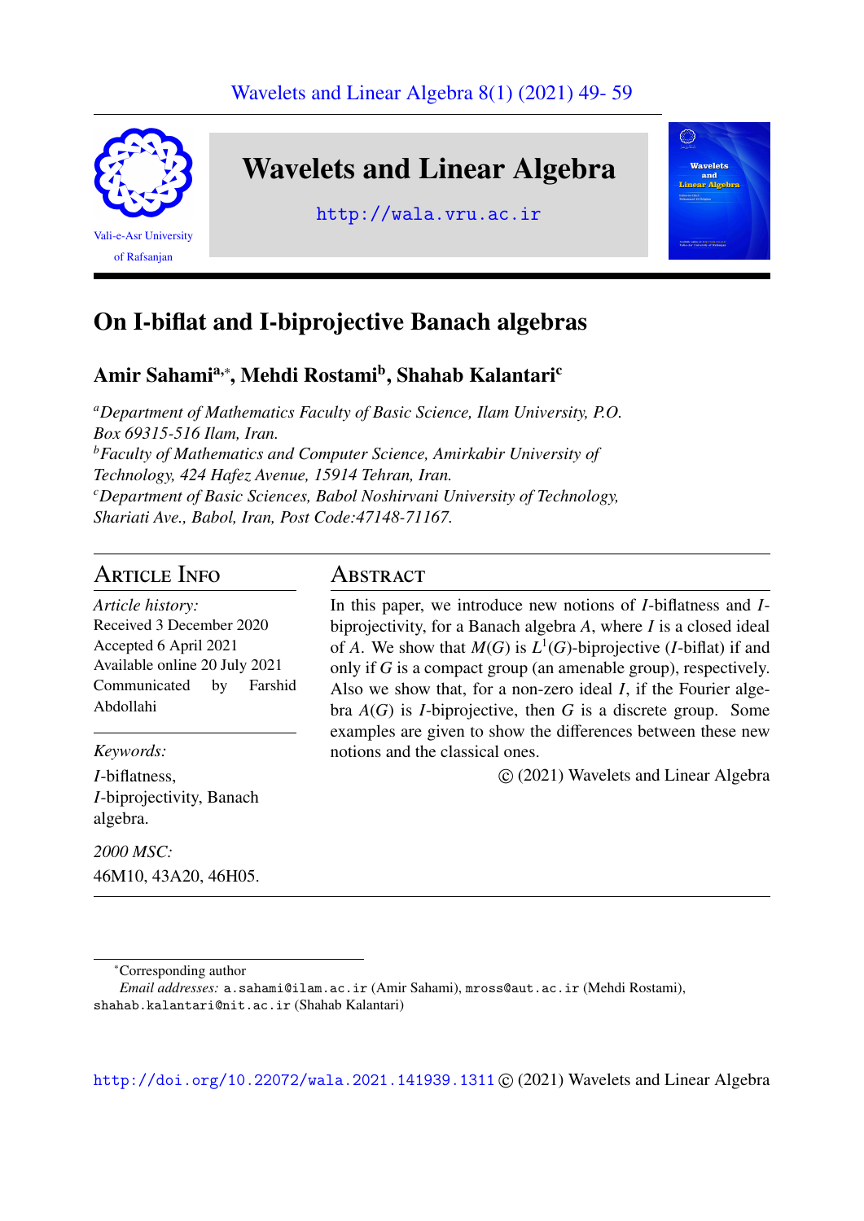# On I-biflat and I-biprojective Banach algebras

**Amir Sahami[a,*], Mehdi Rostami[b], Shahab Kalantari[c]**

[a] *Department of Mathematics Faculty of Basic Science, Ilam University, P.O. Box 69315-516 Ilam, Iran.*
[b] *Faculty of Mathematics and Computer Science, Amirkabir University of Technology, 424 Hafez Avenue, 15914 Tehran, Iran.*
[c] *Department of Basic Sciences, Babol Noshirvani University of Technology, Shariati Ave., Babol, Iran, Post Code:47148-71167.*

## Article Info

*Article history:*
Received 3 December 2020
Accepted 6 April 2021
Available online 20 July 2021
Communicated by Farshid Abdollahi

*Keywords:*
$I$-biflatness,
$I$-biprojectivity, Banach algebra.

*2000 MSC:*
46M10, 43A20, 46H05.

## Abstract

In this paper, we introduce new notions of $I$-biflatness and $I$-biprojectivity, for a Banach algebra $A$, where $I$ is a closed ideal of $A$. We show that $M(G)$ is $L^1(G)$-biprojective ($I$-biflat) if and only if $G$ is a compact group (an amenable group), respectively. Also we show that, for a non-zero ideal $I$, if the Fourier algebra $A(G)$ is $I$-biprojective, then $G$ is a discrete group. Some examples are given to show the differences between these new notions and the classical ones.

© (2021) Wavelets and Linear Algebra

---

*Corresponding author
*Email addresses:* a.sahami@ilam.ac.ir (Amir Sahami), mross@aut.ac.ir (Mehdi Rostami), shahab.kalantari@nit.ac.ir (Shahab Kalantari)

http://doi.org/10.22072/wala.2021.141939.1311 © (2021) Wavelets and Linear Algebra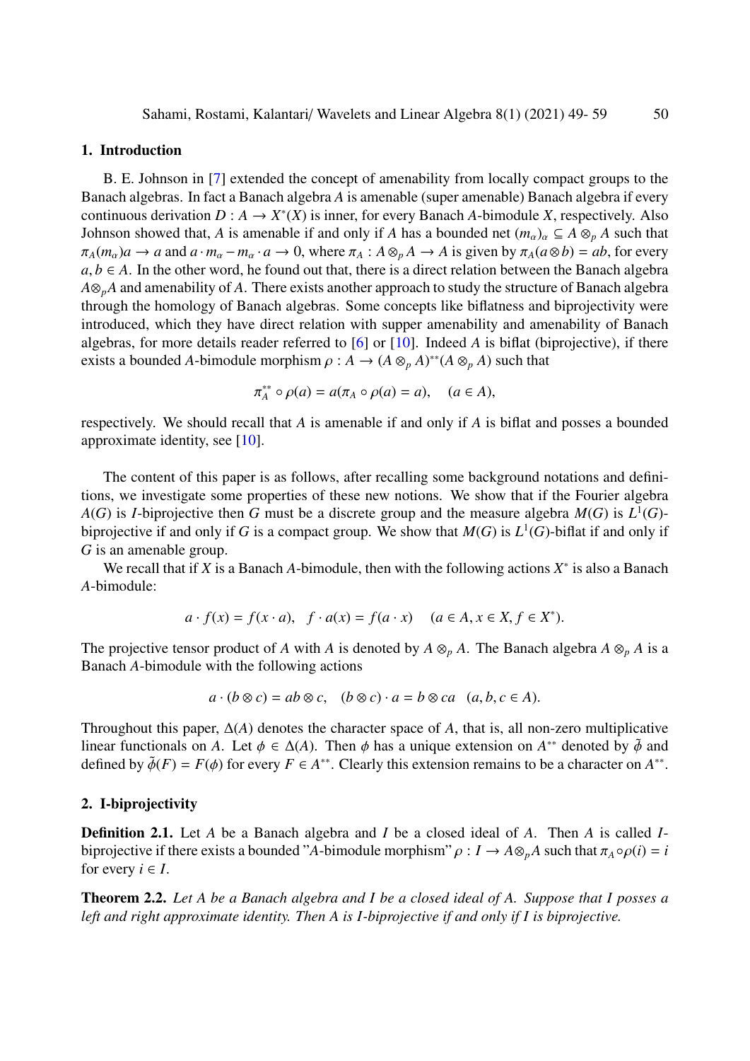## 1. Introduction

B. E. Johnson in [7] extended the concept of amenability from locally compact groups to the Banach algebras. In fact a Banach algebra $A$ is amenable (super amenable) Banach algebra if every continuous derivation $D : A \to X^*(X)$ is inner, for every Banach $A$-bimodule $X$, respectively. Also Johnson showed that, $A$ is amenable if and only if $A$ has a bounded net $(m_\alpha)_\alpha \subseteq A \otimes_p A$ such that $\pi_A(m_\alpha)a \to a$ and $a \cdot m_\alpha - m_\alpha \cdot a \to 0$, where $\pi_A : A \otimes_p A \to A$ is given by $\pi_A(a \otimes b) = ab$, for every $a, b \in A$. In the other word, he found out that, there is a direct relation between the Banach algebra $A \otimes_p A$ and amenability of $A$. There exists another approach to study the structure of Banach algebra through the homology of Banach algebras. Some concepts like biflatness and biprojectivity were introduced, which they have direct relation with supper amenability and amenability of Banach algebras, for more details reader referred to [6] or [10]. Indeed $A$ is biflat (biprojective), if there exists a bounded $A$-bimodule morphism $\rho : A \to (A \otimes_p A)^{**}(A \otimes_p A)$ such that

$$\pi_A^{**} \circ \rho(a) = a(\pi_A \circ \rho(a) = a), \quad (a \in A),$$

respectively. We should recall that $A$ is amenable if and only if $A$ is biflat and posses a bounded approximate identity, see [10].

The content of this paper is as follows, after recalling some background notations and definitions, we investigate some properties of these new notions. We show that if the Fourier algebra $A(G)$ is $I$-biprojective then $G$ must be a discrete group and the measure algebra $M(G)$ is $L^1(G)$-biprojective if and only if $G$ is a compact group. We show that $M(G)$ is $L^1(G)$-biflat if and only if $G$ is an amenable group.

We recall that if $X$ is a Banach $A$-bimodule, then with the following actions $X^*$ is also a Banach $A$-bimodule:

$$a \cdot f(x) = f(x \cdot a), \quad f \cdot a(x) = f(a \cdot x) \quad (a \in A, x \in X, f \in X^*).$$

The projective tensor product of $A$ with $A$ is denoted by $A \otimes_p A$. The Banach algebra $A \otimes_p A$ is a Banach $A$-bimodule with the following actions

$$a \cdot (b \otimes c) = ab \otimes c, \quad (b \otimes c) \cdot a = b \otimes ca \quad (a, b, c \in A).$$

Throughout this paper, $\Delta(A)$ denotes the character space of $A$, that is, all non-zero multiplicative linear functionals on $A$. Let $\phi \in \Delta(A)$. Then $\phi$ has a unique extension on $A^{**}$ denoted by $\tilde{\phi}$ and defined by $\tilde{\phi}(F) = F(\phi)$ for every $F \in A^{**}$. Clearly this extension remains to be a character on $A^{**}$.

## 2. I-biprojectivity

**Definition 2.1.** Let $A$ be a Banach algebra and $I$ be a closed ideal of $A$. Then $A$ is called $I$-biprojective if there exists a bounded "$A$-bimodule morphism" $\rho : I \to A \otimes_p A$ such that $\pi_A \circ \rho(i) = i$ for every $i \in I$.

**Theorem 2.2.** *Let $A$ be a Banach algebra and $I$ be a closed ideal of $A$. Suppose that $I$ posses a left and right approximate identity. Then $A$ is $I$-biprojective if and only if $I$ is biprojective.*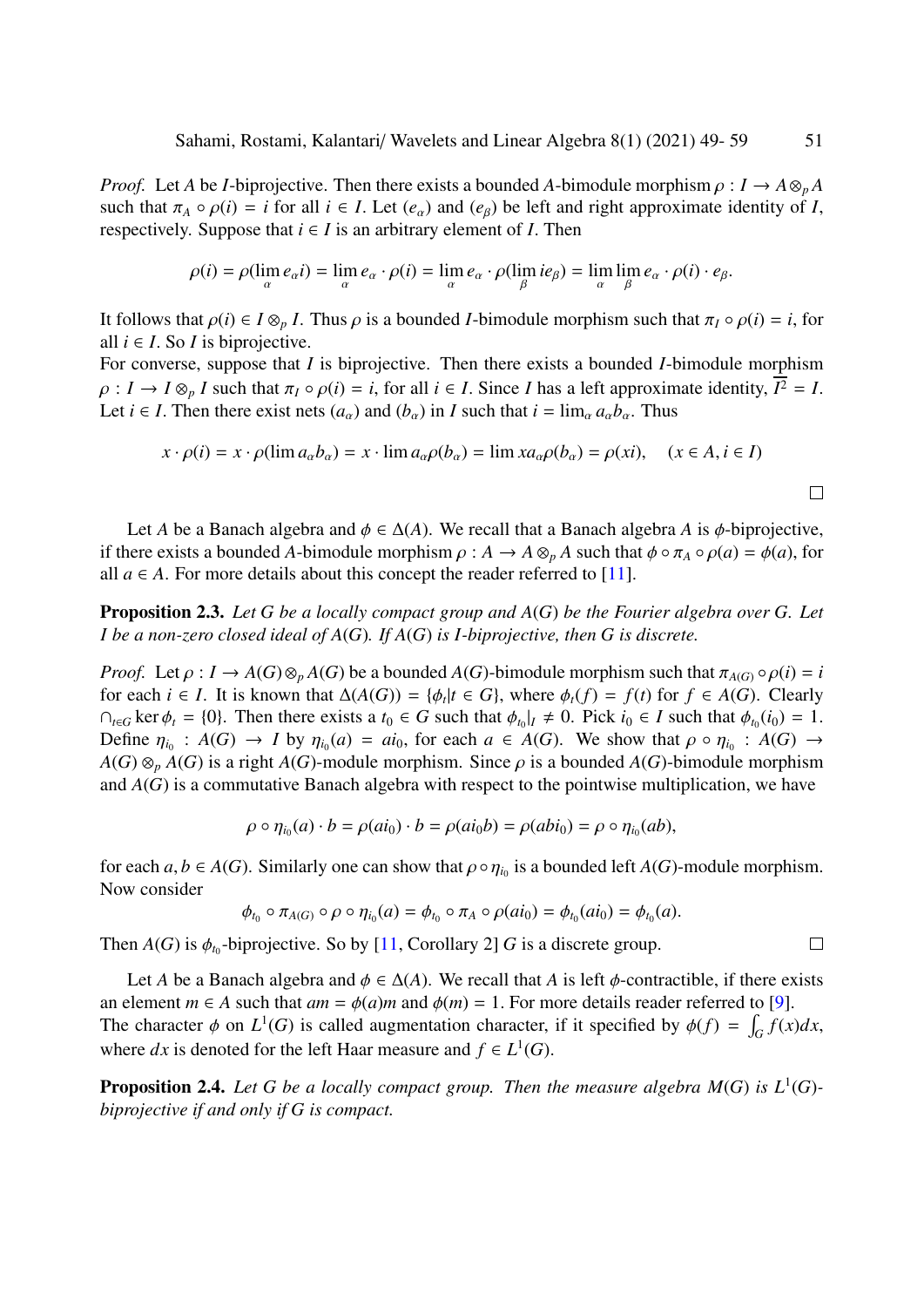*Proof.* Let $A$ be $I$-biprojective. Then there exists a bounded $A$-bimodule morphism $\rho : I \to A \otimes_p A$ such that $\pi_A \circ \rho(i) = i$ for all $i \in I$. Let $(e_\alpha)$ and $(e_\beta)$ be left and right approximate identity of $I$, respectively. Suppose that $i \in I$ is an arbitrary element of $I$. Then

$$\rho(i) = \rho(\lim_\alpha e_\alpha i) = \lim_\alpha e_\alpha \cdot \rho(i) = \lim_\alpha e_\alpha \cdot \rho(\lim_\beta i e_\beta) = \lim_\alpha \lim_\beta e_\alpha \cdot \rho(i) \cdot e_\beta.$$

It follows that $\rho(i) \in I \otimes_p I$. Thus $\rho$ is a bounded $I$-bimodule morphism such that $\pi_I \circ \rho(i) = i$, for all $i \in I$. So $I$ is biprojective.

For converse, suppose that $I$ is biprojective. Then there exists a bounded $I$-bimodule morphism $\rho : I \to I \otimes_p I$ such that $\pi_I \circ \rho(i) = i$, for all $i \in I$. Since $I$ has a left approximate identity, $\overline{I^2} = I$. Let $i \in I$. Then there exist nets $(a_\alpha)$ and $(b_\alpha)$ in $I$ such that $i = \lim_\alpha a_\alpha b_\alpha$. Thus

$$x \cdot \rho(i) = x \cdot \rho(\lim a_\alpha b_\alpha) = x \cdot \lim a_\alpha \rho(b_\alpha) = \lim x a_\alpha \rho(b_\alpha) = \rho(xi), \quad (x \in A, i \in I)$$

□

Let $A$ be a Banach algebra and $\phi \in \Delta(A)$. We recall that a Banach algebra $A$ is $\phi$-biprojective, if there exists a bounded $A$-bimodule morphism $\rho : A \to A \otimes_p A$ such that $\phi \circ \pi_A \circ \rho(a) = \phi(a)$, for all $a \in A$. For more details about this concept the reader referred to [11].

**Proposition 2.3.** *Let $G$ be a locally compact group and $A(G)$ be the Fourier algebra over $G$. Let $I$ be a non-zero closed ideal of $A(G)$. If $A(G)$ is $I$-biprojective, then $G$ is discrete.*

*Proof.* Let $\rho : I \to A(G) \otimes_p A(G)$ be a bounded $A(G)$-bimodule morphism such that $\pi_{A(G)} \circ \rho(i) = i$ for each $i \in I$. It is known that $\Delta(A(G)) = \{\phi_t | t \in G\}$, where $\phi_t(f) = f(t)$ for $f \in A(G)$. Clearly $\cap_{t \in G} \ker \phi_t = \{0\}$. Then there exists a $t_0 \in G$ such that $\phi_{t_0}|_I \neq 0$. Pick $i_0 \in I$ such that $\phi_{t_0}(i_0) = 1$. Define $\eta_{i_0} : A(G) \to I$ by $\eta_{i_0}(a) = a i_0$, for each $a \in A(G)$. We show that $\rho \circ \eta_{i_0} : A(G) \to A(G) \otimes_p A(G)$ is a right $A(G)$-module morphism. Since $\rho$ is a bounded $A(G)$-bimodule morphism and $A(G)$ is a commutative Banach algebra with respect to the pointwise multiplication, we have

$$\rho \circ \eta_{i_0}(a) \cdot b = \rho(a i_0) \cdot b = \rho(a i_0 b) = \rho(a b i_0) = \rho \circ \eta_{i_0}(ab),$$

for each $a, b \in A(G)$. Similarly one can show that $\rho \circ \eta_{i_0}$ is a bounded left $A(G)$-module morphism. Now consider

$$\phi_{t_0} \circ \pi_{A(G)} \circ \rho \circ \eta_{i_0}(a) = \phi_{t_0} \circ \pi_A \circ \rho(a i_0) = \phi_{t_0}(a i_0) = \phi_{t_0}(a).$$

Then $A(G)$ is $\phi_{t_0}$-biprojective. So by [11, Corollary 2] $G$ is a discrete group. □

Let $A$ be a Banach algebra and $\phi \in \Delta(A)$. We recall that $A$ is left $\phi$-contractible, if there exists an element $m \in A$ such that $am = \phi(a)m$ and $\phi(m) = 1$. For more details reader referred to [9].

The character $\phi$ on $L^1(G)$ is called augmentation character, if it specified by $\phi(f) = \int_G f(x)dx$, where $dx$ is denoted for the left Haar measure and $f \in L^1(G)$.

**Proposition 2.4.** *Let $G$ be a locally compact group. Then the measure algebra $M(G)$ is $L^1(G)$-biprojective if and only if $G$ is compact.*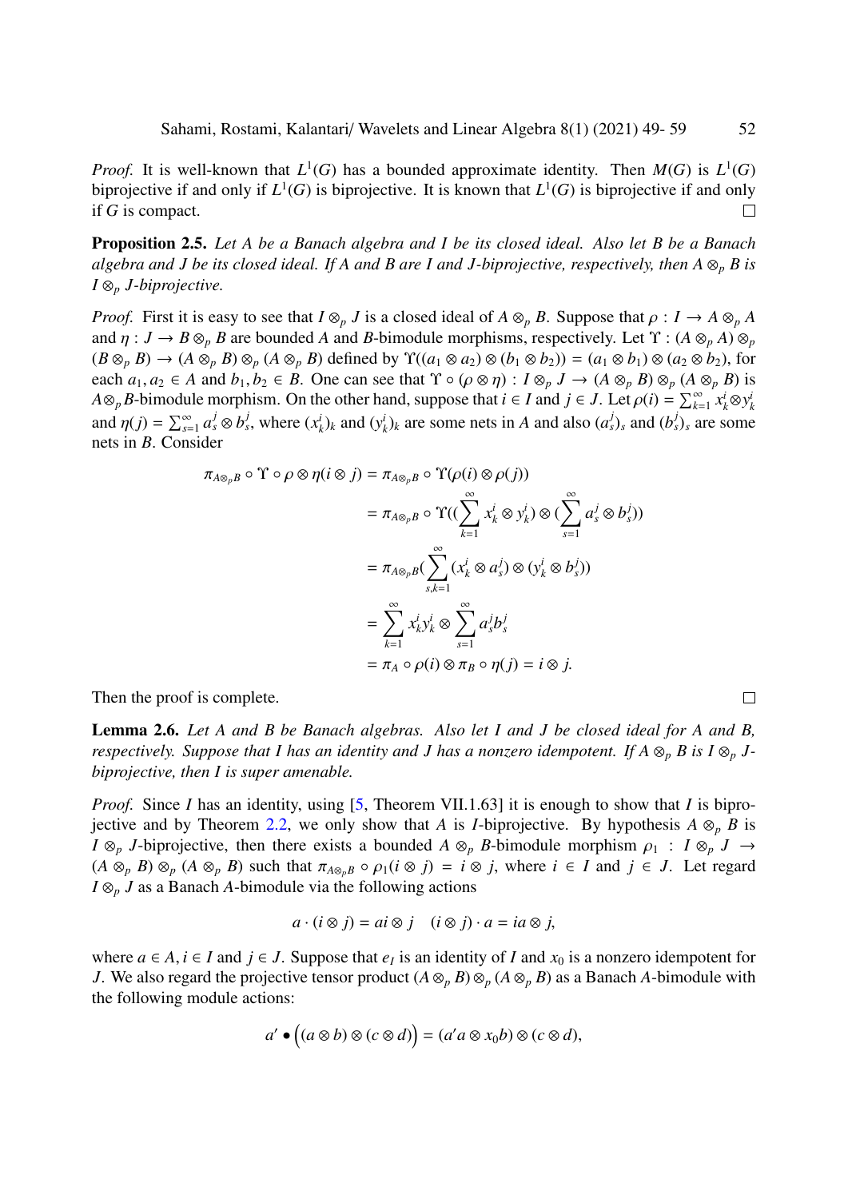*Proof.* It is well-known that $L^1(G)$ has a bounded approximate identity. Then $M(G)$ is $L^1(G)$ biprojective if and only if $L^1(G)$ is biprojective. It is known that $L^1(G)$ is biprojective if and only if $G$ is compact. □

**Proposition 2.5.** *Let $A$ be a Banach algebra and $I$ be its closed ideal. Also let $B$ be a Banach algebra and $J$ be its closed ideal. If $A$ and $B$ are $I$ and $J$-biprojective, respectively, then $A \otimes_p B$ is $I \otimes_p J$-biprojective.*

*Proof.* First it is easy to see that $I \otimes_p J$ is a closed ideal of $A \otimes_p B$. Suppose that $\rho : I \to A \otimes_p A$ and $\eta : J \to B \otimes_p B$ are bounded $A$ and $B$-bimodule morphisms, respectively. Let $\Upsilon : (A \otimes_p A) \otimes_p (B \otimes_p B) \to (A \otimes_p B) \otimes_p (A \otimes_p B)$ defined by $\Upsilon((a_1 \otimes a_2) \otimes (b_1 \otimes b_2)) = (a_1 \otimes b_1) \otimes (a_2 \otimes b_2)$, for each $a_1, a_2 \in A$ and $b_1, b_2 \in B$. One can see that $\Upsilon \circ (\rho \otimes \eta) : I \otimes_p J \to (A \otimes_p B) \otimes_p (A \otimes_p B)$ is $A \otimes_p B$-bimodule morphism. On the other hand, suppose that $i \in I$ and $j \in J$. Let $\rho(i) = \sum_{k=1}^{\infty} x_k^i \otimes y_k^i$ and $\eta(j) = \sum_{s=1}^{\infty} a_s^j \otimes b_s^j$, where $(x_k^i)_k$ and $(y_k^i)_k$ are some nets in $A$ and also $(a_s^j)_s$ and $(b_s^j)_s$ are some nets in $B$. Consider

$$
\begin{aligned}
\pi_{A \otimes_p B} \circ \Upsilon \circ \rho \otimes \eta(i \otimes j) &= \pi_{A \otimes_p B} \circ \Upsilon(\rho(i) \otimes \rho(j)) \\
&= \pi_{A \otimes_p B} \circ \Upsilon\Big(\big(\sum_{k=1}^{\infty} x_k^i \otimes y_k^i\big) \otimes \big(\sum_{s=1}^{\infty} a_s^j \otimes b_s^j\big)\Big) \\
&= \pi_{A \otimes_p B}\Big(\sum_{s,k=1}^{\infty} (x_k^i \otimes a_s^j) \otimes (y_k^i \otimes b_s^j)\Big) \\
&= \sum_{k=1}^{\infty} x_k^i y_k^i \otimes \sum_{s=1}^{\infty} a_s^j b_s^j \\
&= \pi_A \circ \rho(i) \otimes \pi_B \circ \eta(j) = i \otimes j.
\end{aligned}
$$

Then the proof is complete. □

**Lemma 2.6.** *Let $A$ and $B$ be Banach algebras. Also let $I$ and $J$ be closed ideal for $A$ and $B$, respectively. Suppose that $I$ has an identity and $J$ has a nonzero idempotent. If $A \otimes_p B$ is $I \otimes_p J$-biprojective, then $I$ is super amenable.*

*Proof.* Since $I$ has an identity, using [5, Theorem VII.1.63] it is enough to show that $I$ is biprojective and by Theorem 2.2, we only show that $A$ is $I$-biprojective. By hypothesis $A \otimes_p B$ is $I \otimes_p J$-biprojective, then there exists a bounded $A \otimes_p B$-bimodule morphism $\rho_1 : I \otimes_p J \to (A \otimes_p B) \otimes_p (A \otimes_p B)$ such that $\pi_{A \otimes_p B} \circ \rho_1(i \otimes j) = i \otimes j$, where $i \in I$ and $j \in J$. Let regard $I \otimes_p J$ as a Banach $A$-bimodule via the following actions

$$
a \cdot (i \otimes j) = ai \otimes j \quad (i \otimes j) \cdot a = ia \otimes j,
$$

where $a \in A, i \in I$ and $j \in J$. Suppose that $e_I$ is an identity of $I$ and $x_0$ is a nonzero idempotent for $J$. We also regard the projective tensor product $(A \otimes_p B) \otimes_p (A \otimes_p B)$ as a Banach $A$-bimodule with the following module actions:

$$
a' \bullet \Big((a \otimes b) \otimes (c \otimes d)\Big) = (a'a \otimes x_0 b) \otimes (c \otimes d),
$$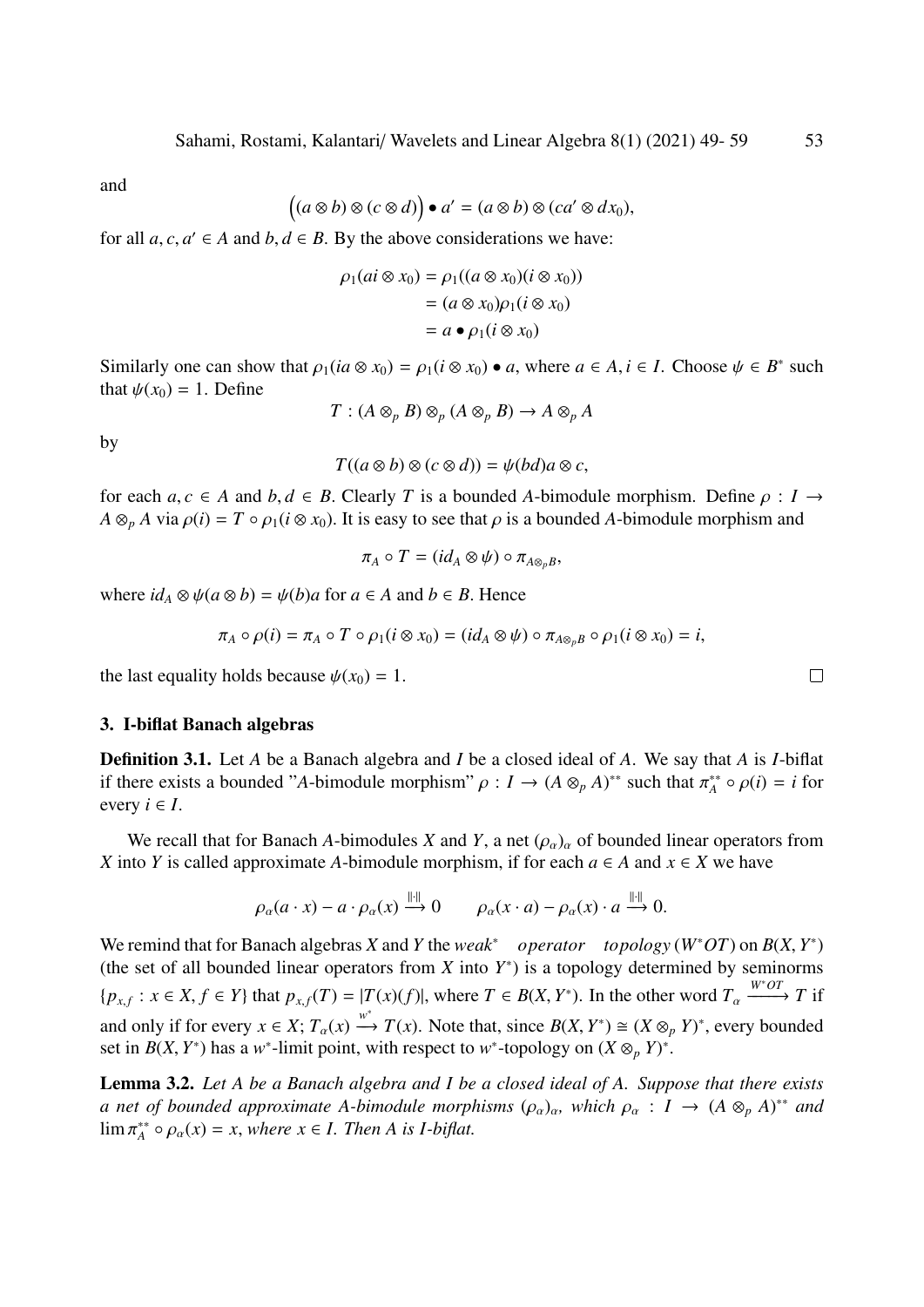and

$$\Big((a\otimes b)\otimes(c\otimes d)\Big)\bullet a'=(a\otimes b)\otimes(ca'\otimes dx_0),$$

for all $a,c,a'\in A$ and $b,d\in B$. By the above considerations we have:

$$\begin{aligned}\rho_1(ai\otimes x_0)&=\rho_1((a\otimes x_0)(i\otimes x_0))\\&=(a\otimes x_0)\rho_1(i\otimes x_0)\\&=a\bullet\rho_1(i\otimes x_0)\end{aligned}$$

Similarly one can show that $\rho_1(ia\otimes x_0)=\rho_1(i\otimes x_0)\bullet a$, where $a\in A, i\in I$. Choose $\psi\in B^*$ such that $\psi(x_0)=1$. Define

$$T:(A\otimes_p B)\otimes_p(A\otimes_p B)\to A\otimes_p A$$

by

$$T((a\otimes b)\otimes(c\otimes d))=\psi(bd)a\otimes c,$$

for each $a,c\in A$ and $b,d\in B$. Clearly $T$ is a bounded $A$-bimodule morphism. Define $\rho:I\to A\otimes_p A$ via $\rho(i)=T\circ\rho_1(i\otimes x_0)$. It is easy to see that $\rho$ is a bounded $A$-bimodule morphism and

$$\pi_A\circ T=(id_A\otimes\psi)\circ\pi_{A\otimes_p B},$$

where $id_A\otimes\psi(a\otimes b)=\psi(b)a$ for $a\in A$ and $b\in B$. Hence

$$\pi_A\circ\rho(i)=\pi_A\circ T\circ\rho_1(i\otimes x_0)=(id_A\otimes\psi)\circ\pi_{A\otimes_p B}\circ\rho_1(i\otimes x_0)=i,$$

the last equality holds because $\psi(x_0)=1$. □

## 3. I-biflat Banach algebras

**Definition 3.1.** Let $A$ be a Banach algebra and $I$ be a closed ideal of $A$. We say that $A$ is $I$-biflat if there exists a bounded "$A$-bimodule morphism" $\rho:I\to(A\otimes_p A)^{**}$ such that $\pi_A^{**}\circ\rho(i)=i$ for every $i\in I$.

We recall that for Banach $A$-bimodules $X$ and $Y$, a net $(\rho_\alpha)_\alpha$ of bounded linear operators from $X$ into $Y$ is called approximate $A$-bimodule morphism, if for each $a\in A$ and $x\in X$ we have

$$\rho_\alpha(a\cdot x)-a\cdot\rho_\alpha(x)\xrightarrow{\|\cdot\|}0\qquad\rho_\alpha(x\cdot a)-\rho_\alpha(x)\cdot a\xrightarrow{\|\cdot\|}0.$$

We remind that for Banach algebras $X$ and $Y$ the *weak$^*$ operator topology* ($W^*OT$) on $B(X,Y^*)$ (the set of all bounded linear operators from $X$ into $Y^*$) is a topology determined by seminorms $\{p_{x,f}:x\in X, f\in Y\}$ that $p_{x,f}(T)=|T(x)(f)|$, where $T\in B(X,Y^*)$. In the other word $T_\alpha\xrightarrow{W^*OT}T$ if and only if for every $x\in X$; $T_\alpha(x)\xrightarrow{w^*}T(x)$. Note that, since $B(X,Y^*)\cong(X\otimes_p Y)^*$, every bounded set in $B(X,Y^*)$ has a $w^*$-limit point, with respect to $w^*$-topology on $(X\otimes_p Y)^*$.

**Lemma 3.2.** *Let $A$ be a Banach algebra and $I$ be a closed ideal of $A$. Suppose that there exists a net of bounded approximate $A$-bimodule morphisms $(\rho_\alpha)_\alpha$, which $\rho_\alpha:I\to(A\otimes_p A)^{**}$ and $\lim\pi_A^{**}\circ\rho_\alpha(x)=x$, where $x\in I$. Then $A$ is $I$-biflat.*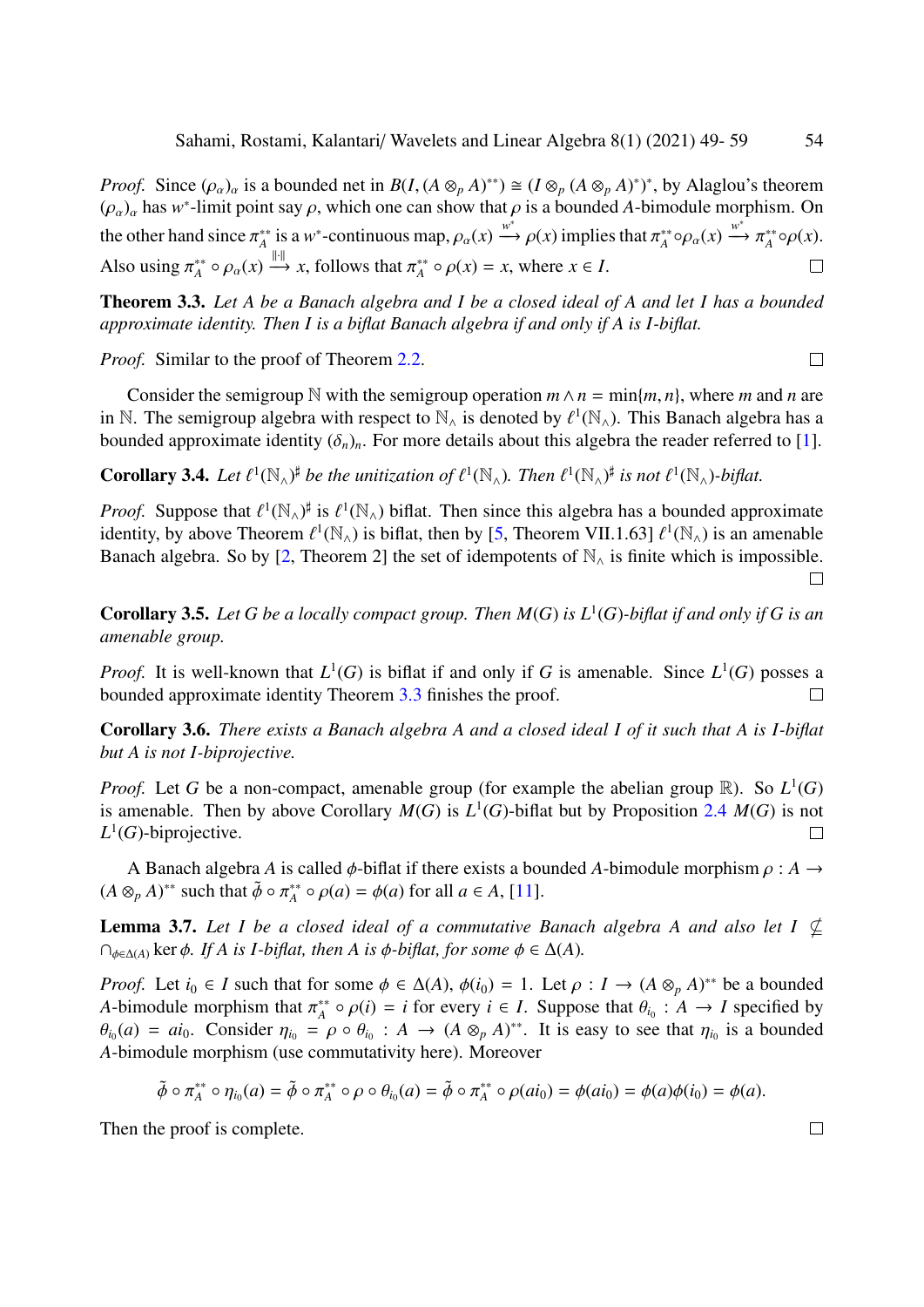*Proof.* Since $(\rho_\alpha)_\alpha$ is a bounded net in $B(I,(A\otimes_p A)^{**})\cong (I\otimes_p (A\otimes_p A)^*)^*$, by Alaglou's theorem $(\rho_\alpha)_\alpha$ has $w^*$-limit point say $\rho$, which one can show that $\rho$ is a bounded $A$-bimodule morphism. On the other hand since $\pi_A^{**}$ is a $w^*$-continuous map, $\rho_\alpha(x)\xrightarrow{w^*}\rho(x)$ implies that $\pi_A^{**}\circ\rho_\alpha(x)\xrightarrow{w^*}\pi_A^{**}\circ\rho(x)$. Also using $\pi_A^{**}\circ\rho_\alpha(x)\xrightarrow{\|\cdot\|}x$, follows that $\pi_A^{**}\circ\rho(x)=x$, where $x\in I$. □

**Theorem 3.3.** *Let $A$ be a Banach algebra and $I$ be a closed ideal of $A$ and let $I$ has a bounded approximate identity. Then $I$ is a biflat Banach algebra if and only if $A$ is $I$-biflat.*

*Proof.* Similar to the proof of Theorem 2.2. □

Consider the semigroup $\mathbb{N}$ with the semigroup operation $m\wedge n=\min\{m,n\}$, where $m$ and $n$ are in $\mathbb{N}$. The semigroup algebra with respect to $\mathbb{N}_\wedge$ is denoted by $\ell^1(\mathbb{N}_\wedge)$. This Banach algebra has a bounded approximate identity $(\delta_n)_n$. For more details about this algebra the reader referred to [1].

**Corollary 3.4.** *Let $\ell^1(\mathbb{N}_\wedge)^\sharp$ be the unitization of $\ell^1(\mathbb{N}_\wedge)$. Then $\ell^1(\mathbb{N}_\wedge)^\sharp$ is not $\ell^1(\mathbb{N}_\wedge)$-biflat.*

*Proof.* Suppose that $\ell^1(\mathbb{N}_\wedge)^\sharp$ is $\ell^1(\mathbb{N}_\wedge)$ biflat. Then since this algebra has a bounded approximate identity, by above Theorem $\ell^1(\mathbb{N}_\wedge)$ is biflat, then by [5, Theorem VII.1.63] $\ell^1(\mathbb{N}_\wedge)$ is an amenable Banach algebra. So by [2, Theorem 2] the set of idempotents of $\mathbb{N}_\wedge$ is finite which is impossible. □

**Corollary 3.5.** *Let $G$ be a locally compact group. Then $M(G)$ is $L^1(G)$-biflat if and only if $G$ is an amenable group.*

*Proof.* It is well-known that $L^1(G)$ is biflat if and only if $G$ is amenable. Since $L^1(G)$ posses a bounded approximate identity Theorem 3.3 finishes the proof. □

**Corollary 3.6.** *There exists a Banach algebra $A$ and a closed ideal $I$ of it such that $A$ is $I$-biflat but $A$ is not $I$-biprojective.*

*Proof.* Let $G$ be a non-compact, amenable group (for example the abelian group $\mathbb{R}$). So $L^1(G)$ is amenable. Then by above Corollary $M(G)$ is $L^1(G)$-biflat but by Proposition 2.4 $M(G)$ is not $L^1(G)$-biprojective. □

A Banach algebra $A$ is called $\phi$-biflat if there exists a bounded $A$-bimodule morphism $\rho: A\to (A\otimes_p A)^{**}$ such that $\tilde{\phi}\circ\pi_A^{**}\circ\rho(a)=\phi(a)$ for all $a\in A$, [11].

**Lemma 3.7.** *Let $I$ be a closed ideal of a commutative Banach algebra $A$ and also let $I\nsubseteq\cap_{\phi\in\Delta(A)}\ker\phi$. If $A$ is $I$-biflat, then $A$ is $\phi$-biflat, for some $\phi\in\Delta(A)$.*

*Proof.* Let $i_0\in I$ such that for some $\phi\in\Delta(A)$, $\phi(i_0)=1$. Let $\rho: I\to (A\otimes_p A)^{**}$ be a bounded $A$-bimodule morphism that $\pi_A^{**}\circ\rho(i)=i$ for every $i\in I$. Suppose that $\theta_{i_0}: A\to I$ specified by $\theta_{i_0}(a)=ai_0$. Consider $\eta_{i_0}=\rho\circ\theta_{i_0}: A\to (A\otimes_p A)^{**}$. It is easy to see that $\eta_{i_0}$ is a bounded $A$-bimodule morphism (use commutativity here). Moreover

$$\tilde{\phi}\circ\pi_A^{**}\circ\eta_{i_0}(a)=\tilde{\phi}\circ\pi_A^{**}\circ\rho\circ\theta_{i_0}(a)=\tilde{\phi}\circ\pi_A^{**}\circ\rho(ai_0)=\phi(ai_0)=\phi(a)\phi(i_0)=\phi(a).$$

Then the proof is complete. □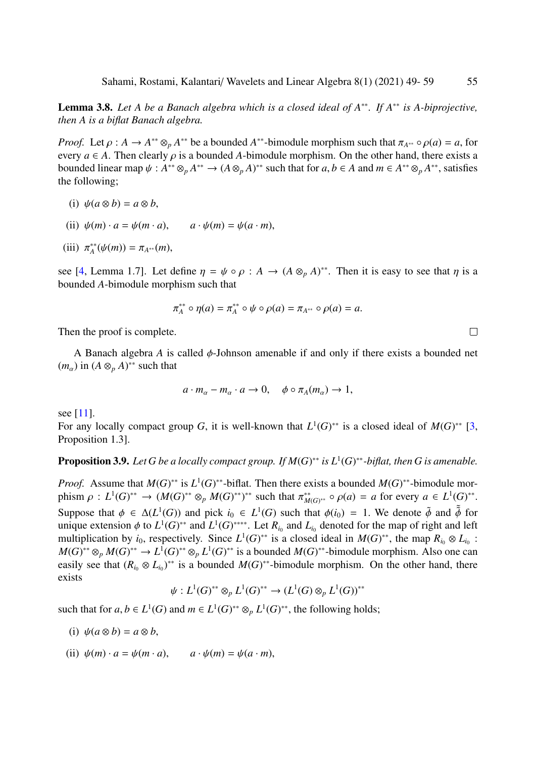**Lemma 3.8.** *Let $A$ be a Banach algebra which is a closed ideal of $A^{**}$. If $A^{**}$ is $A$-biprojective, then $A$ is a biflat Banach algebra.*

*Proof.* Let $\rho : A \to A^{**} \otimes_p A^{**}$ be a bounded $A^{**}$-bimodule morphism such that $\pi_{A^{**}} \circ \rho(a) = a$, for every $a \in A$. Then clearly $\rho$ is a bounded $A$-bimodule morphism. On the other hand, there exists a bounded linear map $\psi : A^{**} \otimes_p A^{**} \to (A \otimes_p A)^{**}$ such that for $a, b \in A$ and $m \in A^{**} \otimes_p A^{**}$, satisfies the following;

(i) $\psi(a \otimes b) = a \otimes b$,

(ii) $\psi(m) \cdot a = \psi(m \cdot a), \qquad a \cdot \psi(m) = \psi(a \cdot m)$,

(iii) $\pi_A^{**}(\psi(m)) = \pi_{A^{**}}(m)$,

see [4, Lemma 1.7]. Let define $\eta = \psi \circ \rho : A \to (A \otimes_p A)^{**}$. Then it is easy to see that $\eta$ is a bounded $A$-bimodule morphism such that

$$\pi_A^{**} \circ \eta(a) = \pi_A^{**} \circ \psi \circ \rho(a) = \pi_{A^{**}} \circ \rho(a) = a.$$

Then the proof is complete. □

A Banach algebra $A$ is called $\phi$-Johnson amenable if and only if there exists a bounded net $(m_\alpha)$ in $(A \otimes_p A)^{**}$ such that

$$a \cdot m_\alpha - m_\alpha \cdot a \to 0, \quad \phi \circ \pi_A(m_\alpha) \to 1,$$

see [11].
For any locally compact group $G$, it is well-known that $L^1(G)^{**}$ is a closed ideal of $M(G)^{**}$ [3, Proposition 1.3].

**Proposition 3.9.** *Let $G$ be a locally compact group. If $M(G)^{**}$ is $L^1(G)^{**}$-biflat, then $G$ is amenable.*

*Proof.* Assume that $M(G)^{**}$ is $L^1(G)^{**}$-biflat. Then there exists a bounded $M(G)^{**}$-bimodule morphism $\rho : L^1(G)^{**} \to (M(G)^{**} \otimes_p M(G)^{**})^{**}$ such that $\pi_{M(G)^{**}}^{**} \circ \rho(a) = a$ for every $a \in L^1(G)^{**}$. Suppose that $\phi \in \Delta(L^1(G))$ and pick $i_0 \in L^1(G)$ such that $\phi(i_0) = 1$. We denote $\tilde{\phi}$ and $\tilde{\tilde{\phi}}$ for unique extension $\phi$ to $L^1(G)^{**}$ and $L^1(G)^{****}$. Let $R_{i_0}$ and $L_{i_0}$ denoted for the map of right and left multiplication by $i_0$, respectively. Since $L^1(G)^{**}$ is a closed ideal in $M(G)^{**}$, the map $R_{i_0} \otimes L_{i_0} : M(G)^{**} \otimes_p M(G)^{**} \to L^1(G)^{**} \otimes_p L^1(G)^{**}$ is a bounded $M(G)^{**}$-bimodule morphism. Also one can easily see that $(R_{i_0} \otimes L_{i_0})^{**}$ is a bounded $M(G)^{**}$-bimodule morphism. On the other hand, there exists

$$\psi : L^1(G)^{**} \otimes_p L^1(G)^{**} \to (L^1(G) \otimes_p L^1(G))^{**}$$

such that for $a, b \in L^1(G)$ and $m \in L^1(G)^{**} \otimes_p L^1(G)^{**}$, the following holds;

(i) $\psi(a \otimes b) = a \otimes b$,

(ii) $\psi(m) \cdot a = \psi(m \cdot a), \qquad a \cdot \psi(m) = \psi(a \cdot m)$,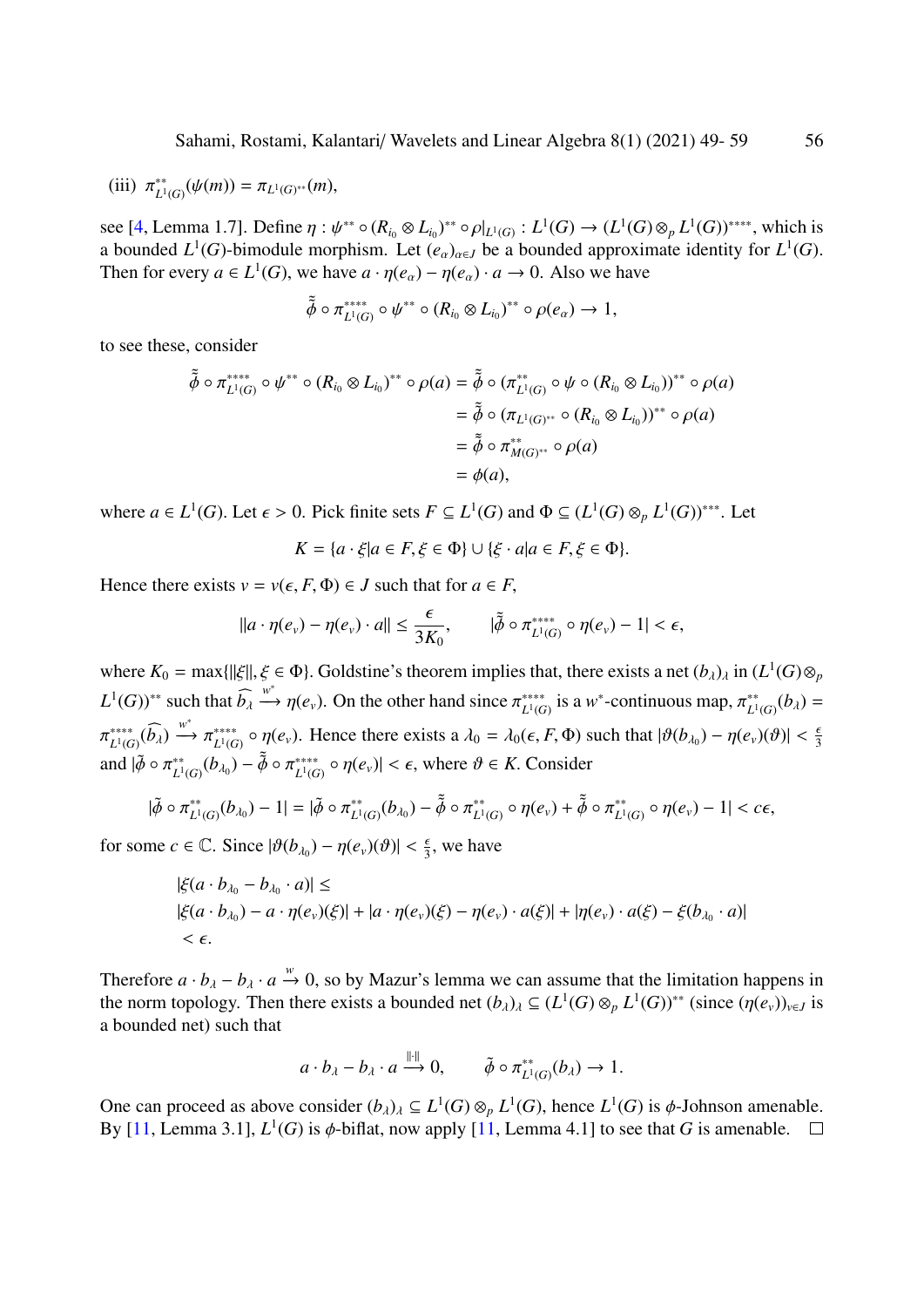(iii) $\pi^{**}_{L^1(G)}(\psi(m)) = \pi_{L^1(G)^{**}}(m)$,

see [4, Lemma 1.7]. Define $\eta : \psi^{**} \circ (R_{i_0} \otimes L_{i_0})^{**} \circ \rho|_{L^1(G)} : L^1(G) \to (L^1(G) \otimes_p L^1(G))^{****}$, which is a bounded $L^1(G)$-bimodule morphism. Let $(e_\alpha)_{\alpha \in J}$ be a bounded approximate identity for $L^1(G)$. Then for every $a \in L^1(G)$, we have $a \cdot \eta(e_\alpha) - \eta(e_\alpha) \cdot a \to 0$. Also we have

$$\tilde{\tilde{\phi}} \circ \pi^{****}_{L^1(G)} \circ \psi^{**} \circ (R_{i_0} \otimes L_{i_0})^{**} \circ \rho(e_\alpha) \to 1,$$

to see these, consider

$$\begin{aligned}
\tilde{\tilde{\phi}} \circ \pi^{****}_{L^1(G)} \circ \psi^{**} \circ (R_{i_0} \otimes L_{i_0})^{**} \circ \rho(a) &= \tilde{\tilde{\phi}} \circ (\pi^{**}_{L^1(G)} \circ \psi \circ (R_{i_0} \otimes L_{i_0}))^{**} \circ \rho(a) \\
&= \tilde{\tilde{\phi}} \circ (\pi_{L^1(G)^{**}} \circ (R_{i_0} \otimes L_{i_0}))^{**} \circ \rho(a) \\
&= \tilde{\tilde{\phi}} \circ \pi^{**}_{M(G)^{**}} \circ \rho(a) \\
&= \phi(a),
\end{aligned}$$

where $a \in L^1(G)$. Let $\epsilon > 0$. Pick finite sets $F \subseteq L^1(G)$ and $\Phi \subseteq (L^1(G) \otimes_p L^1(G))^{***}$. Let

$$K = \{a \cdot \xi | a \in F, \xi \in \Phi\} \cup \{\xi \cdot a | a \in F, \xi \in \Phi\}.$$

Hence there exists $\nu = \nu(\epsilon, F, \Phi) \in J$ such that for $a \in F$,

$$\|a \cdot \eta(e_\nu) - \eta(e_\nu) \cdot a\| \leq \frac{\epsilon}{3K_0}, \qquad |\tilde{\tilde{\phi}} \circ \pi^{****}_{L^1(G)} \circ \eta(e_\nu) - 1| < \epsilon,$$

where $K_0 = \max\{\|\xi\|, \xi \in \Phi\}$. Goldstine's theorem implies that, there exists a net $(b_\lambda)_\lambda$ in $(L^1(G) \otimes_p L^1(G))^{**}$ such that $\widehat{b_\lambda} \xrightarrow{w^*} \eta(e_\nu)$. On the other hand since $\pi^{****}_{L^1(G)}$ is a $w^*$-continuous map, $\pi^{**}_{L^1(G)}(b_\lambda) = \pi^{****}_{L^1(G)}(\widehat{b_\lambda}) \xrightarrow{w^*} \pi^{****}_{L^1(G)} \circ \eta(e_\nu)$. Hence there exists a $\lambda_0 = \lambda_0(\epsilon, F, \Phi)$ such that $|\vartheta(b_{\lambda_0}) - \eta(e_\nu)(\vartheta)| < \frac{\epsilon}{3}$ and $|\tilde{\phi} \circ \pi^{**}_{L^1(G)}(b_{\lambda_0}) - \tilde{\tilde{\phi}} \circ \pi^{****}_{L^1(G)} \circ \eta(e_\nu)| < \epsilon$, where $\vartheta \in K$. Consider

$$|\tilde{\phi} \circ \pi^{**}_{L^1(G)}(b_{\lambda_0}) - 1| = |\tilde{\phi} \circ \pi^{**}_{L^1(G)}(b_{\lambda_0}) - \tilde{\tilde{\phi}} \circ \pi^{**}_{L^1(G)} \circ \eta(e_\nu) + \tilde{\tilde{\phi}} \circ \pi^{**}_{L^1(G)} \circ \eta(e_\nu) - 1| < c\epsilon,$$

for some $c \in \mathbb{C}$. Since $|\vartheta(b_{\lambda_0}) - \eta(e_\nu)(\vartheta)| < \frac{\epsilon}{3}$, we have

$$\begin{aligned}
&|\xi(a \cdot b_{\lambda_0} - b_{\lambda_0} \cdot a)| \leq \\
&|\xi(a \cdot b_{\lambda_0}) - a \cdot \eta(e_\nu)(\xi)| + |a \cdot \eta(e_\nu)(\xi) - \eta(e_\nu) \cdot a(\xi)| + |\eta(e_\nu) \cdot a(\xi) - \xi(b_{\lambda_0} \cdot a)| \\
&< \epsilon.
\end{aligned}$$

Therefore $a \cdot b_\lambda - b_\lambda \cdot a \xrightarrow{w} 0$, so by Mazur's lemma we can assume that the limitation happens in the norm topology. Then there exists a bounded net $(b_\lambda)_\lambda \subseteq (L^1(G) \otimes_p L^1(G))^{**}$ (since $(\eta(e_\nu))_{\nu \in J}$ is a bounded net) such that

$$a \cdot b_\lambda - b_\lambda \cdot a \xrightarrow{\|\cdot\|} 0, \qquad \tilde{\phi} \circ \pi^{**}_{L^1(G)}(b_\lambda) \to 1.$$

One can proceed as above consider $(b_\lambda)_\lambda \subseteq L^1(G) \otimes_p L^1(G)$, hence $L^1(G)$ is $\phi$-Johnson amenable. By [11, Lemma 3.1], $L^1(G)$ is $\phi$-biflat, now apply [11, Lemma 4.1] to see that $G$ is amenable. □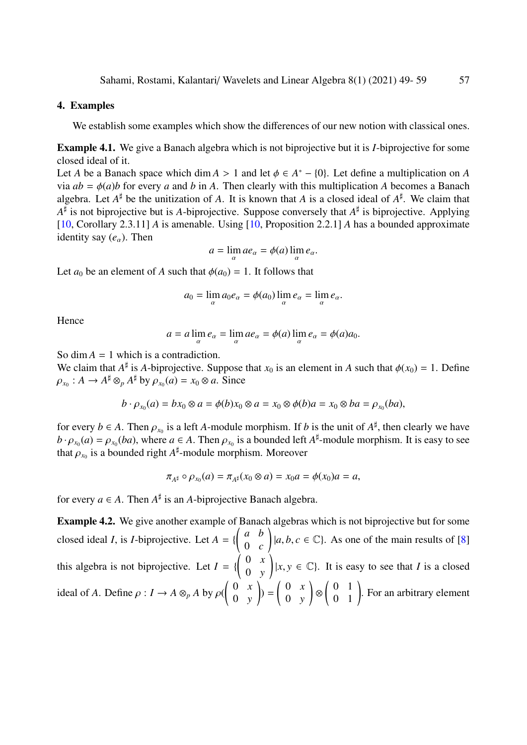## 4. Examples

We establish some examples which show the differences of our new notion with classical ones.

**Example 4.1.** We give a Banach algebra which is not biprojective but it is $I$-biprojective for some closed ideal of it.
Let $A$ be a Banach space which $\dim A > 1$ and let $\phi \in A^* - \{0\}$. Let define a multiplication on $A$ via $ab = \phi(a)b$ for every $a$ and $b$ in $A$. Then clearly with this multiplication $A$ becomes a Banach algebra. Let $A^\sharp$ be the unitization of $A$. It is known that $A$ is a closed ideal of $A^\sharp$. We claim that $A^\sharp$ is not biprojective but is $A$-biprojective. Suppose conversely that $A^\sharp$ is biprojective. Applying [10, Corollary 2.3.11] $A$ is amenable. Using [10, Proposition 2.2.1] $A$ has a bounded approximate identity say $(e_\alpha)$. Then

$$a = \lim_\alpha ae_\alpha = \phi(a) \lim_\alpha e_\alpha.$$

Let $a_0$ be an element of $A$ such that $\phi(a_0) = 1$. It follows that

$$a_0 = \lim_\alpha a_0 e_\alpha = \phi(a_0) \lim_\alpha e_\alpha = \lim_\alpha e_\alpha.$$

Hence

$$a = a \lim_\alpha e_\alpha = \lim_\alpha ae_\alpha = \phi(a) \lim_\alpha e_\alpha = \phi(a)a_0.$$

So $\dim A = 1$ which is a contradiction.
We claim that $A^\sharp$ is $A$-biprojective. Suppose that $x_0$ is an element in $A$ such that $\phi(x_0) = 1$. Define $\rho_{x_0} : A \to A^\sharp \otimes_p A^\sharp$ by $\rho_{x_0}(a) = x_0 \otimes a$. Since

$$b \cdot \rho_{x_0}(a) = bx_0 \otimes a = \phi(b)x_0 \otimes a = x_0 \otimes \phi(b)a = x_0 \otimes ba = \rho_{x_0}(ba),$$

for every $b \in A$. Then $\rho_{x_0}$ is a left $A$-module morphism. If $b$ is the unit of $A^\sharp$, then clearly we have $b \cdot \rho_{x_0}(a) = \rho_{x_0}(ba)$, where $a \in A$. Then $\rho_{x_0}$ is a bounded left $A^\sharp$-module morphism. It is easy to see that $\rho_{x_0}$ is a bounded right $A^\sharp$-module morphism. Moreover

$$\pi_{A^\sharp} \circ \rho_{x_0}(a) = \pi_{A^\sharp}(x_0 \otimes a) = x_0 a = \phi(x_0)a = a,$$

for every $a \in A$. Then $A^\sharp$ is an $A$-biprojective Banach algebra.

**Example 4.2.** We give another example of Banach algebras which is not biprojective but for some closed ideal $I$, is $I$-biprojective. Let $A = \{\begin{pmatrix} a & b \\ 0 & c \end{pmatrix} | a, b, c \in \mathbb{C}\}$. As one of the main results of [8] this algebra is not biprojective. Let $I = \{\begin{pmatrix} 0 & x \\ 0 & y \end{pmatrix} | x, y \in \mathbb{C}\}$. It is easy to see that $I$ is a closed ideal of $A$. Define $\rho : I \to A \otimes_p A$ by $\rho(\begin{pmatrix} 0 & x \\ 0 & y \end{pmatrix}) = \begin{pmatrix} 0 & x \\ 0 & y \end{pmatrix} \otimes \begin{pmatrix} 0 & 1 \\ 0 & 1 \end{pmatrix}$. For an arbitrary element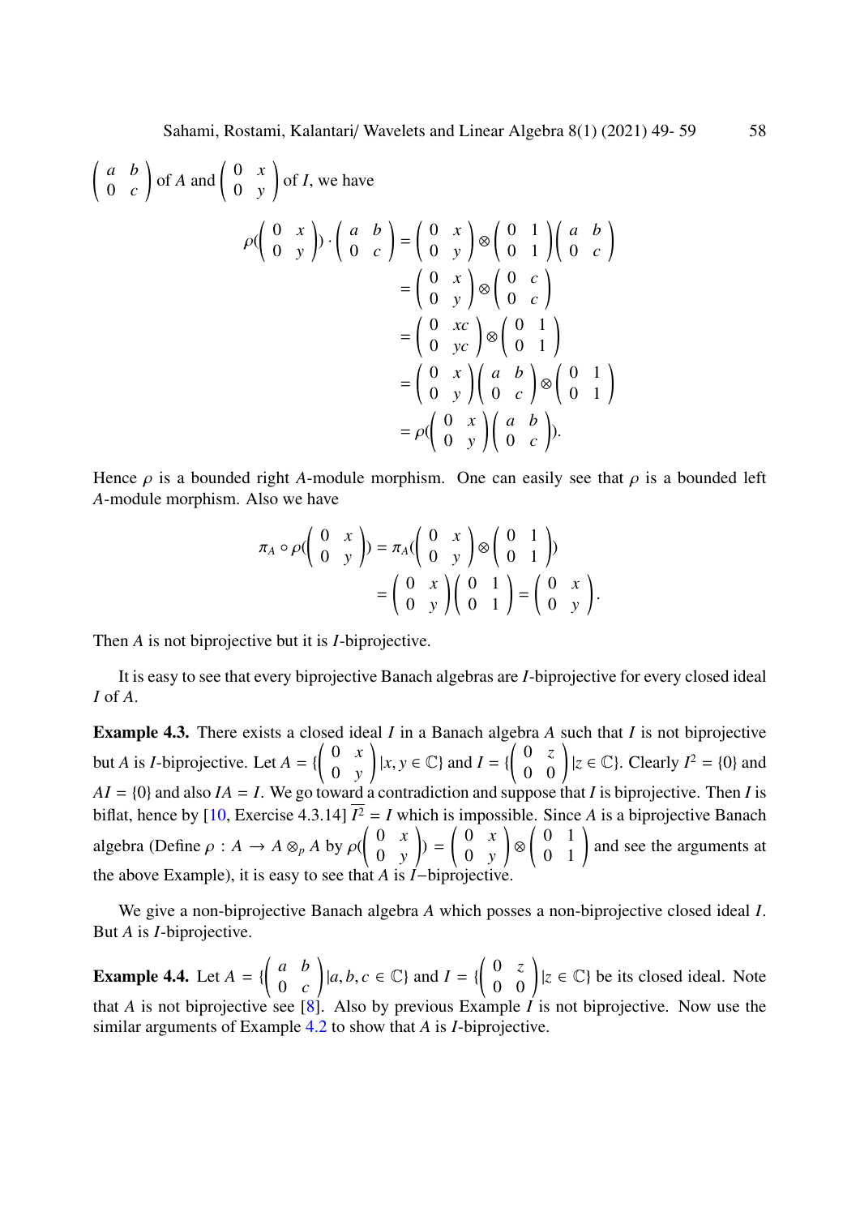$\begin{pmatrix} a & b \\ 0 & c \end{pmatrix}$ of $A$ and $\begin{pmatrix} 0 & x \\ 0 & y \end{pmatrix}$ of $I$, we have

$$
\begin{aligned}
\rho(\begin{pmatrix} 0 & x \\ 0 & y \end{pmatrix}) \cdot \begin{pmatrix} a & b \\ 0 & c \end{pmatrix} &= \begin{pmatrix} 0 & x \\ 0 & y \end{pmatrix} \otimes \begin{pmatrix} 0 & 1 \\ 0 & 1 \end{pmatrix}\begin{pmatrix} a & b \\ 0 & c \end{pmatrix} \\
&= \begin{pmatrix} 0 & x \\ 0 & y \end{pmatrix} \otimes \begin{pmatrix} 0 & c \\ 0 & c \end{pmatrix} \\
&= \begin{pmatrix} 0 & xc \\ 0 & yc \end{pmatrix} \otimes \begin{pmatrix} 0 & 1 \\ 0 & 1 \end{pmatrix} \\
&= \begin{pmatrix} 0 & x \\ 0 & y \end{pmatrix}\begin{pmatrix} a & b \\ 0 & c \end{pmatrix} \otimes \begin{pmatrix} 0 & 1 \\ 0 & 1 \end{pmatrix} \\
&= \rho(\begin{pmatrix} 0 & x \\ 0 & y \end{pmatrix}\begin{pmatrix} a & b \\ 0 & c \end{pmatrix}).
\end{aligned}
$$

Hence $\rho$ is a bounded right $A$-module morphism. One can easily see that $\rho$ is a bounded left $A$-module morphism. Also we have

$$
\begin{aligned}
\pi_A \circ \rho(\begin{pmatrix} 0 & x \\ 0 & y \end{pmatrix}) &= \pi_A(\begin{pmatrix} 0 & x \\ 0 & y \end{pmatrix} \otimes \begin{pmatrix} 0 & 1 \\ 0 & 1 \end{pmatrix}) \\
&= \begin{pmatrix} 0 & x \\ 0 & y \end{pmatrix}\begin{pmatrix} 0 & 1 \\ 0 & 1 \end{pmatrix} = \begin{pmatrix} 0 & x \\ 0 & y \end{pmatrix}.
\end{aligned}
$$

Then $A$ is not biprojective but it is $I$-biprojective.

It is easy to see that every biprojective Banach algebras are $I$-biprojective for every closed ideal $I$ of $A$.

**Example 4.3.** There exists a closed ideal $I$ in a Banach algebra $A$ such that $I$ is not biprojective but $A$ is $I$-biprojective. Let $A = \{\begin{pmatrix} 0 & x \\ 0 & y \end{pmatrix} | x, y \in \mathbb{C}\}$ and $I = \{\begin{pmatrix} 0 & z \\ 0 & 0 \end{pmatrix} | z \in \mathbb{C}\}$. Clearly $I^2 = \{0\}$ and $AI = \{0\}$ and also $IA = I$. We go toward a contradiction and suppose that $I$ is biprojective. Then $I$ is biflat, hence by [10, Exercise 4.3.14] $\overline{I^2} = I$ which is impossible. Since $A$ is a biprojective Banach algebra (Define $\rho : A \to A \otimes_p A$ by $\rho(\begin{pmatrix} 0 & x \\ 0 & y \end{pmatrix}) = \begin{pmatrix} 0 & x \\ 0 & y \end{pmatrix} \otimes \begin{pmatrix} 0 & 1 \\ 0 & 1 \end{pmatrix}$ and see the arguments at the above Example), it is easy to see that $A$ is $I$−biprojective.

We give a non-biprojective Banach algebra $A$ which posses a non-biprojective closed ideal $I$. But $A$ is $I$-biprojective.

**Example 4.4.** Let $A = \{\begin{pmatrix} a & b \\ 0 & c \end{pmatrix} | a, b, c \in \mathbb{C}\}$ and $I = \{\begin{pmatrix} 0 & z \\ 0 & 0 \end{pmatrix} | z \in \mathbb{C}\}$ be its closed ideal. Note that $A$ is not biprojective see [8]. Also by previous Example $I$ is not biprojective. Now use the similar arguments of Example 4.2 to show that $A$ is $I$-biprojective.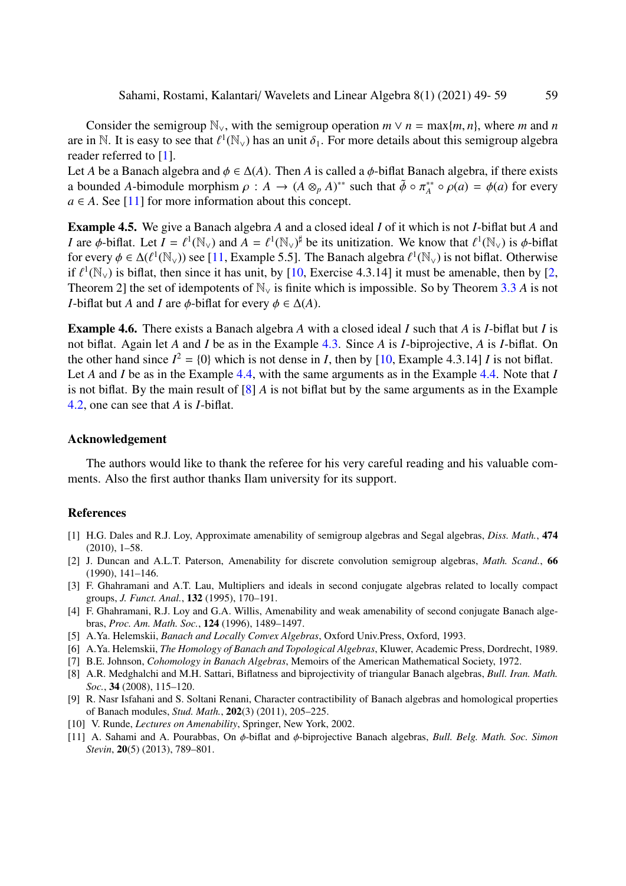Consider the semigroup $\mathbb{N}_\vee$, with the semigroup operation $m \vee n = \max\{m, n\}$, where $m$ and $n$ are in $\mathbb{N}$. It is easy to see that $\ell^1(\mathbb{N}_\vee)$ has an unit $\delta_1$. For more details about this semigroup algebra reader referred to [1].

Let $A$ be a Banach algebra and $\phi \in \Delta(A)$. Then $A$ is called a $\phi$-biflat Banach algebra, if there exists a bounded $A$-bimodule morphism $\rho : A \to (A \otimes_p A)^{**}$ such that $\tilde{\phi} \circ \pi_A^{**} \circ \rho(a) = \phi(a)$ for every $a \in A$. See [11] for more information about this concept.

**Example 4.5.** We give a Banach algebra $A$ and a closed ideal $I$ of it which is not $I$-biflat but $A$ and $I$ are $\phi$-biflat. Let $I = \ell^1(\mathbb{N}_\vee)$ and $A = \ell^1(\mathbb{N}_\vee)^\sharp$ be its unitization. We know that $\ell^1(\mathbb{N}_\vee)$ is $\phi$-biflat for every $\phi \in \Delta(\ell^1(\mathbb{N}_\vee))$ see [11, Example 5.5]. The Banach algebra $\ell^1(\mathbb{N}_\vee)$ is not biflat. Otherwise if $\ell^1(\mathbb{N}_\vee)$ is biflat, then since it has unit, by [10, Exercise 4.3.14] it must be amenable, then by [2, Theorem 2] the set of idempotents of $\mathbb{N}_\vee$ is finite which is impossible. So by Theorem 3.3 $A$ is not $I$-biflat but $A$ and $I$ are $\phi$-biflat for every $\phi \in \Delta(A)$.

**Example 4.6.** There exists a Banach algebra $A$ with a closed ideal $I$ such that $A$ is $I$-biflat but $I$ is not biflat. Again let $A$ and $I$ be as in the Example 4.3. Since $A$ is $I$-biprojective, $A$ is $I$-biflat. On the other hand since $I^2 = \{0\}$ which is not dense in $I$, then by [10, Example 4.3.14] $I$ is not biflat. Let $A$ and $I$ be as in the Example 4.4, with the same arguments as in the Example 4.4. Note that $I$ is not biflat. By the main result of [8] $A$ is not biflat but by the same arguments as in the Example 4.2, one can see that $A$ is $I$-biflat.

### Acknowledgement

The authors would like to thank the referee for his very careful reading and his valuable comments. Also the first author thanks Ilam university for its support.

### References

[1] H.G. Dales and R.J. Loy, Approximate amenability of semigroup algebras and Segal algebras, *Diss. Math.*, **474** (2010), 1–58.

[2] J. Duncan and A.L.T. Paterson, Amenability for discrete convolution semigroup algebras, *Math. Scand.*, **66** (1990), 141–146.

[3] F. Ghahramani and A.T. Lau, Multipliers and ideals in second conjugate algebras related to locally compact groups, *J. Funct. Anal.*, **132** (1995), 170–191.

[4] F. Ghahramani, R.J. Loy and G.A. Willis, Amenability and weak amenability of second conjugate Banach algebras, *Proc. Am. Math. Soc.*, **124** (1996), 1489–1497.

[5] A.Ya. Helemskii, *Banach and Locally Convex Algebras*, Oxford Univ.Press, Oxford, 1993.

[6] A.Ya. Helemskii, *The Homology of Banach and Topological Algebras*, Kluwer, Academic Press, Dordrecht, 1989.

[7] B.E. Johnson, *Cohomology in Banach Algebras*, Memoirs of the American Mathematical Society, 1972.

[8] A.R. Medghalchi and M.H. Sattari, Biflatness and biprojectivity of triangular Banach algebras, *Bull. Iran. Math. Soc.*, **34** (2008), 115–120.

[9] R. Nasr Isfahani and S. Soltani Renani, Character contractibility of Banach algebras and homological properties of Banach modules, *Stud. Math.*, **202**(3) (2011), 205–225.

[10] V. Runde, *Lectures on Amenability*, Springer, New York, 2002.

[11] A. Sahami and A. Pourabbas, On $\phi$-biflat and $\phi$-biprojective Banach algebras, *Bull. Belg. Math. Soc. Simon Stevin*, **20**(5) (2013), 789–801.